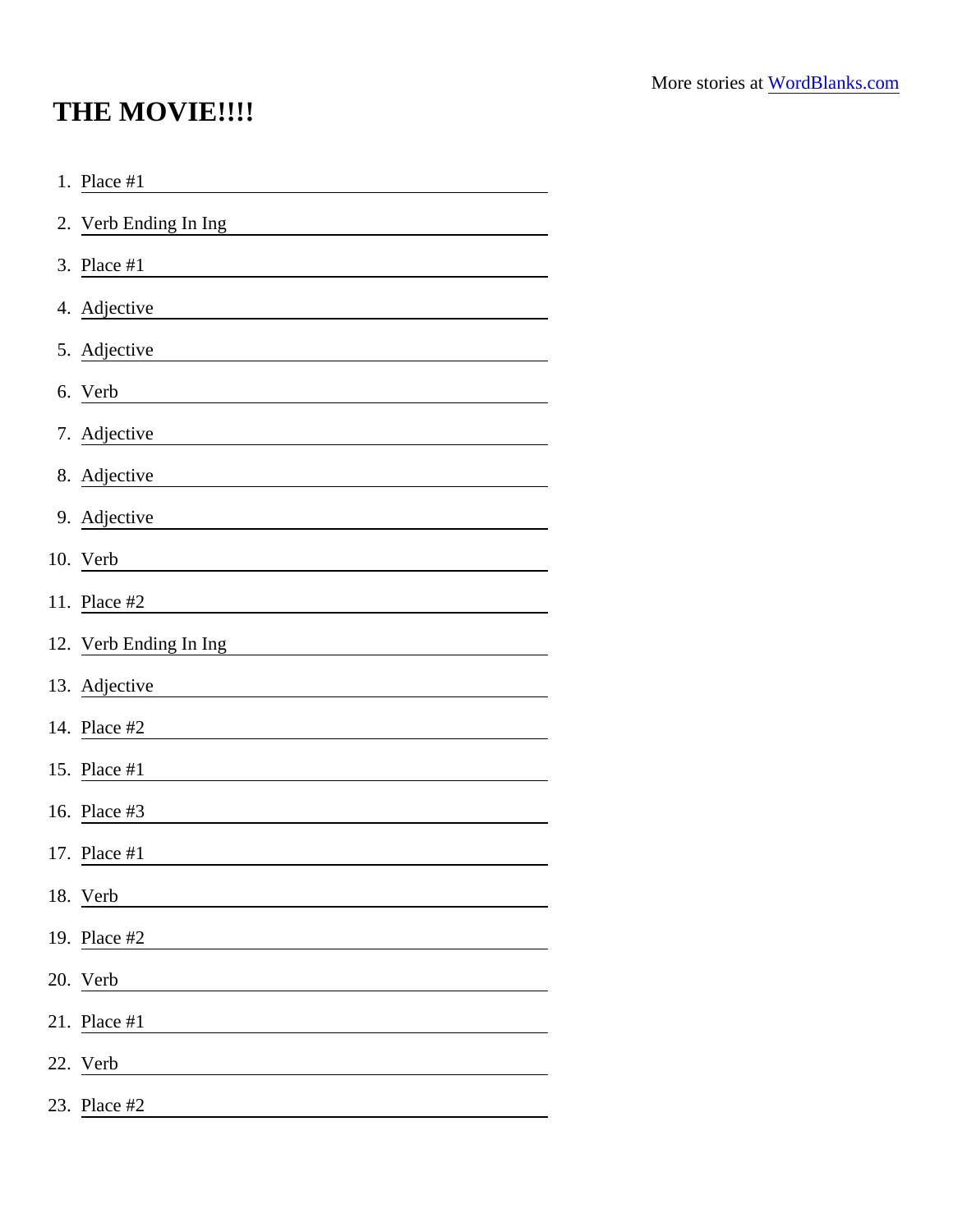More stories at WordBlanks.com

# THE MOVIE!!!!

1. Place #1 ______________________
2. Verb Ending In Ing ______________________
3. Place #1 ______________________
4. Adjective ______________________
5. Adjective ______________________
6. Verb ______________________
7. Adjective ______________________
8. Adjective ______________________
9. Adjective ______________________
10. Verb ______________________
11. Place #2 ______________________
12. Verb Ending In Ing ______________________
13. Adjective ______________________
14. Place #2 ______________________
15. Place #1 ______________________
16. Place #3 ______________________
17. Place #1 ______________________
18. Verb ______________________
19. Place #2 ______________________
20. Verb ______________________
21. Place #1 ______________________
22. Verb ______________________
23. Place #2 ______________________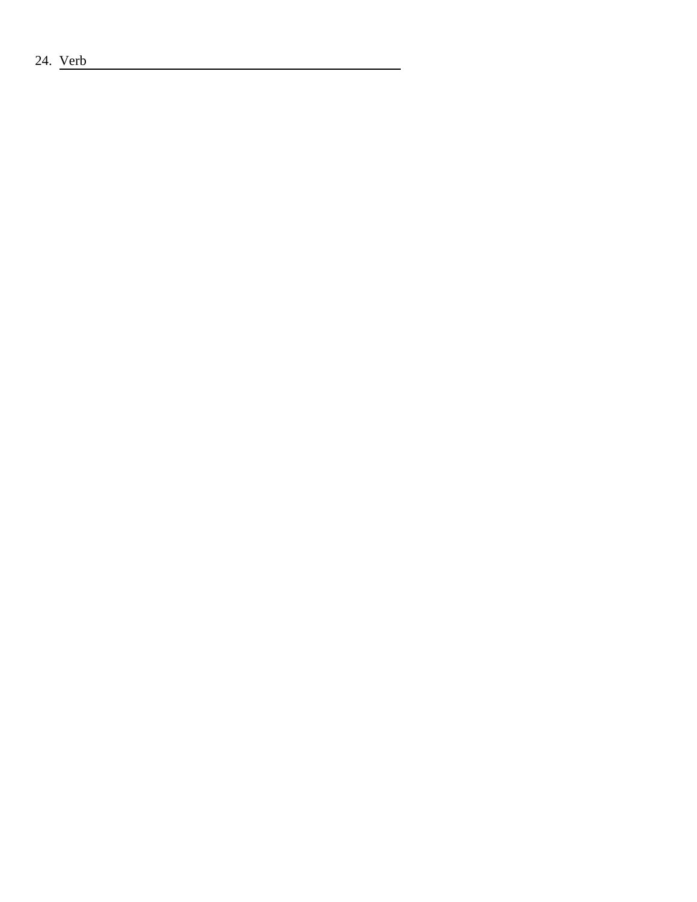24. Verb ______________________________________________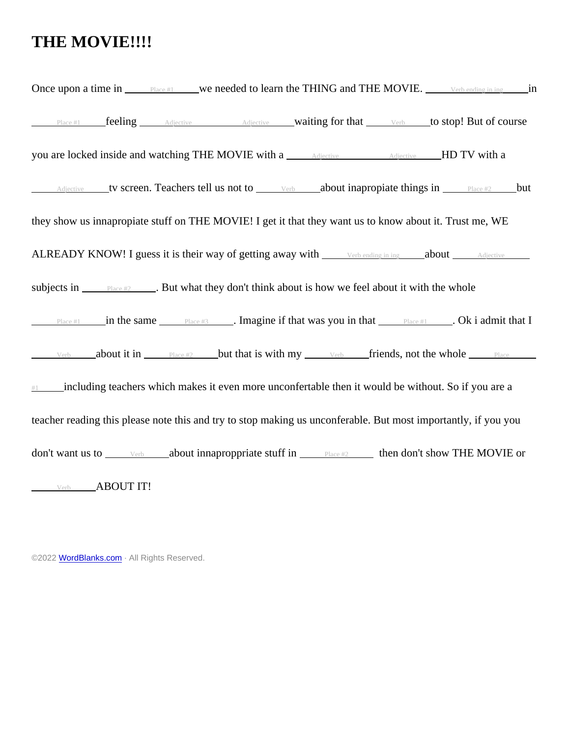# THE MOVIE!!!!

Once upon a time in \_\_\_\_Place #1\_\_\_\_ we needed to learn the THING and THE MOVIE. \_\_\_\_Verb ending in ing\_\_\_\_ in \_\_\_\_Place #1\_\_\_\_ feeling \_\_\_\_Adjective\_\_\_\_ \_\_\_\_Adjective\_\_\_\_ waiting for that \_\_\_\_Verb\_\_\_\_ to stop! But of course you are locked inside and watching THE MOVIE with a \_\_\_\_Adjective\_\_\_\_ \_\_\_\_Adjective\_\_\_\_ HD TV with a \_\_\_\_Adjective\_\_\_\_ tv screen. Teachers tell us not to \_\_\_\_Verb\_\_\_\_ about inapropiate things in \_\_\_\_Place #2\_\_\_\_ but they show us innapropiate stuff on THE MOVIE! I get it that they want us to know about it. Trust me, WE ALREADY KNOW! I guess it is their way of getting away with \_\_\_\_Verb ending in ing\_\_\_\_ about \_\_\_\_Adjective\_\_\_\_ subjects in \_\_\_\_Place #2\_\_\_\_. But what they don't think about is how we feel about it with the whole \_\_\_\_Place #1\_\_\_\_ in the same \_\_\_\_Place #3\_\_\_\_. Imagine if that was you in that \_\_\_\_Place #1\_\_\_\_. Ok i admit that I \_\_\_\_Verb\_\_\_\_ about it in \_\_\_\_Place #2\_\_\_\_ but that is with my \_\_\_\_Verb\_\_\_\_ friends, not the whole \_\_\_\_Place #1\_\_\_\_ including teachers which makes it even more unconfertable then it would be without. So if you are a teacher reading this please note this and try to stop making us unconferable. But most importantly, if you you don't want us to \_\_\_\_Verb\_\_\_\_ about innaproppriate stuff in \_\_\_\_Place #2\_\_\_\_ then don't show THE MOVIE or \_\_\_\_Verb\_\_\_\_ ABOUT IT!

©2022 WordBlanks.com · All Rights Reserved.